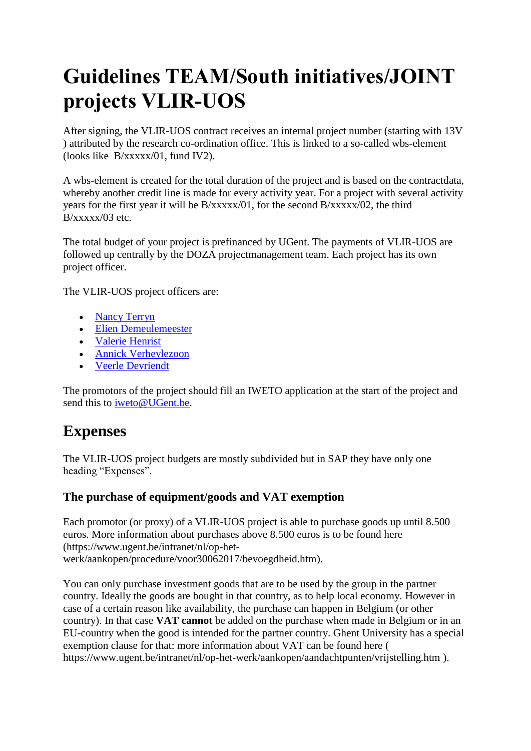# Guidelines TEAM/South initiatives/JOINT projects VLIR-UOS

After signing, the VLIR-UOS contract receives an internal project number (starting with 13V ) attributed by the research co-ordination office. This is linked to a so-called wbs-element (looks like B/xxxxx/01, fund IV2).

A wbs-element is created for the total duration of the project and is based on the contractdata, whereby another credit line is made for every activity year. For a project with several activity years for the first year it will be B/xxxxx/01, for the second B/xxxxx/02, the third B/xxxxx/03 etc.

The total budget of your project is prefinanced by UGent. The payments of VLIR-UOS are followed up centrally by the DOZA projectmanagement team. Each project has its own project officer.

The VLIR-UOS project officers are:

- Nancy Terryn
- Elien Demeulemeester
- Valerie Henrist
- Annick Verheylezoon
- Veerle Devriendt

The promotors of the project should fill an IWETO application at the start of the project and send this to iweto@UGent.be.

## Expenses

The VLIR-UOS project budgets are mostly subdivided but in SAP they have only one heading "Expenses".

### The purchase of equipment/goods and VAT exemption

Each promotor (or proxy) of a VLIR-UOS project is able to purchase goods up until 8.500 euros. More information about purchases above 8.500 euros is to be found here (https://www.ugent.be/intranet/nl/op-het-werk/aankopen/procedure/voor30062017/bevoegdheid.htm).

You can only purchase investment goods that are to be used by the group in the partner country. Ideally the goods are bought in that country, as to help local economy. However in case of a certain reason like availability, the purchase can happen in Belgium (or other country). In that case **VAT cannot** be added on the purchase when made in Belgium or in an EU-country when the good is intended for the partner country. Ghent University has a special exemption clause for that: more information about VAT can be found here ( https://www.ugent.be/intranet/nl/op-het-werk/aankopen/aandachtpunten/vrijstelling.htm ).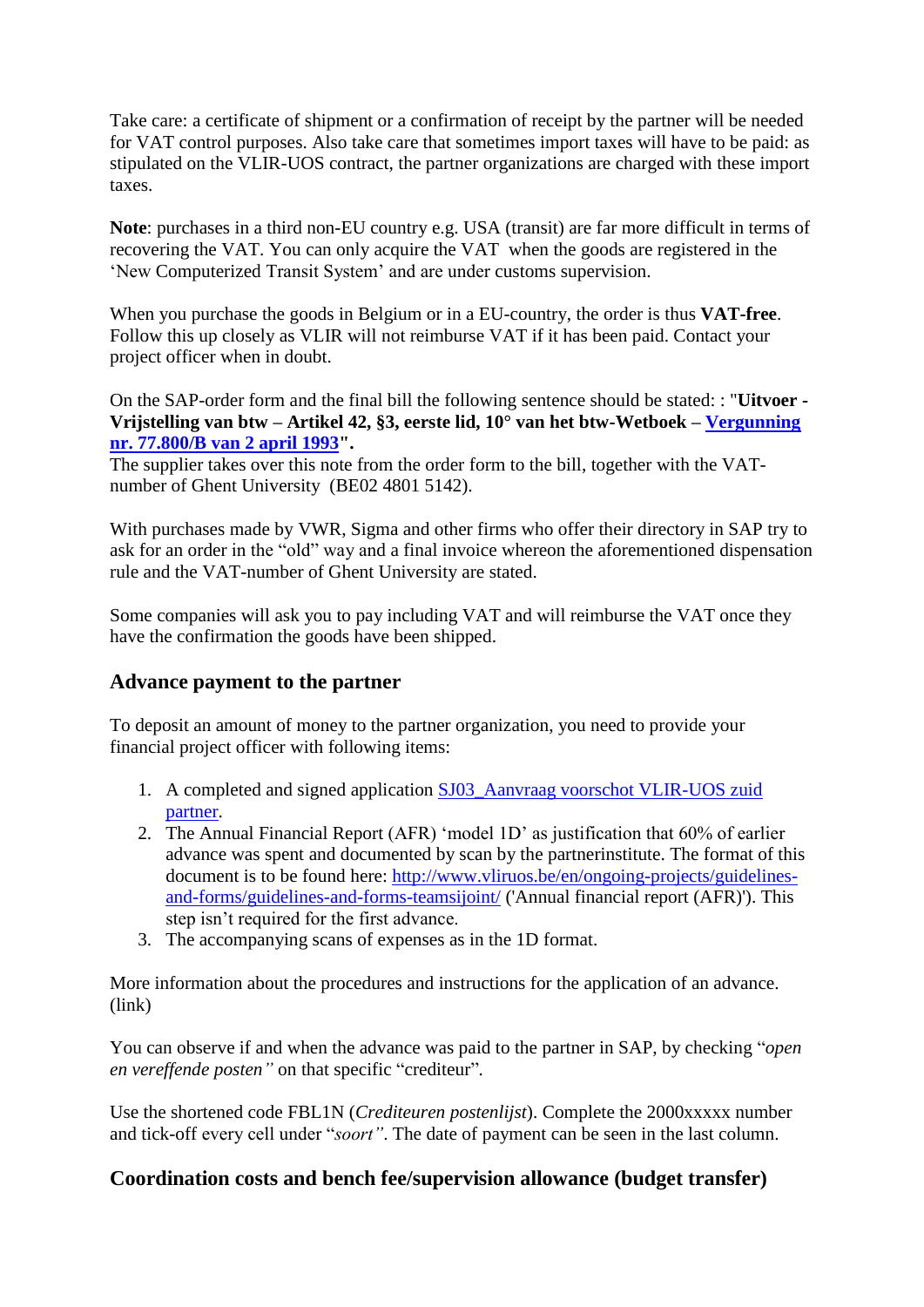Take care: a certificate of shipment or a confirmation of receipt by the partner will be needed for VAT control purposes. Also take care that sometimes import taxes will have to be paid: as stipulated on the VLIR-UOS contract, the partner organizations are charged with these import taxes.

**Note**: purchases in a third non-EU country e.g. USA (transit) are far more difficult in terms of recovering the VAT. You can only acquire the VAT when the goods are registered in the 'New Computerized Transit System' and are under customs supervision.

When you purchase the goods in Belgium or in a EU-country, the order is thus **VAT-free**. Follow this up closely as VLIR will not reimburse VAT if it has been paid. Contact your project officer when in doubt.

On the SAP-order form and the final bill the following sentence should be stated: : "**Uitvoer - Vrijstelling van btw – Artikel 42, §3, eerste lid, 10° van het btw-Wetboek – Vergunning nr. 77.800/B van 2 april 1993**".
The supplier takes over this note from the order form to the bill, together with the VAT-number of Ghent University (BE02 4801 5142).

With purchases made by VWR, Sigma and other firms who offer their directory in SAP try to ask for an order in the "old" way and a final invoice whereon the aforementioned dispensation rule and the VAT-number of Ghent University are stated.

Some companies will ask you to pay including VAT and will reimburse the VAT once they have the confirmation the goods have been shipped.

## Advance payment to the partner

To deposit an amount of money to the partner organization, you need to provide your financial project officer with following items:

1. A completed and signed application SJ03_Aanvraag voorschot VLIR-UOS zuid partner.
2. The Annual Financial Report (AFR) 'model 1D' as justification that 60% of earlier advance was spent and documented by scan by the partnerinstitute. The format of this document is to be found here: http://www.vliruos.be/en/ongoing-projects/guidelines-and-forms/guidelines-and-forms-teamsijoint/ ('Annual financial report (AFR)'). This step isn't required for the first advance.
3. The accompanying scans of expenses as in the 1D format.

More information about the procedures and instructions for the application of an advance. (link)

You can observe if and when the advance was paid to the partner in SAP, by checking "*open en vereffende posten"* on that specific "crediteur".

Use the shortened code FBL1N (*Crediteuren postenlijst*). Complete the 2000xxxxx number and tick-off every cell under "*soort"*. The date of payment can be seen in the last column.

## Coordination costs and bench fee/supervision allowance (budget transfer)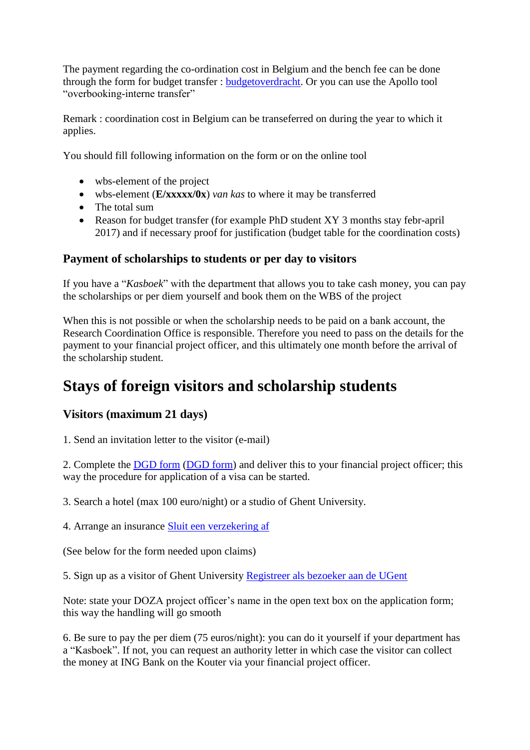The payment regarding the co-ordination cost in Belgium and the bench fee can be done through the form for budget transfer : [budgetoverdracht](). Or you can use the Apollo tool "overbooking-interne transfer"

Remark : coordination cost in Belgium can be transeferred on during the year to which it applies.

You should fill following information on the form or on the online tool

- wbs-element of the project
- wbs-element (**E/xxxxx/0x**) *van kas* to where it may be transferred
- The total sum
- Reason for budget transfer (for example PhD student XY 3 months stay febr-april 2017) and if necessary proof for justification (budget table for the coordination costs)

### Payment of scholarships to students or per day to visitors

If you have a "*Kasboek*" with the department that allows you to take cash money, you can pay the scholarships or per diem yourself and book them on the WBS of the project

When this is not possible or when the scholarship needs to be paid on a bank account, the Research Coordination Office is responsible. Therefore you need to pass on the details for the payment to your financial project officer, and this ultimately one month before the arrival of the scholarship student.

## Stays of foreign visitors and scholarship students

### Visitors (maximum 21 days)

1. Send an invitation letter to the visitor (e-mail)

2. Complete the [DGD form]() ([DGD form]()) and deliver this to your financial project officer; this way the procedure for application of a visa can be started.

3. Search a hotel (max 100 euro/night) or a studio of Ghent University.

4. Arrange an insurance [Sluit een verzekering af]()

(See below for the form needed upon claims)

5. Sign up as a visitor of Ghent University [Registreer als bezoeker aan de UGent]()

Note: state your DOZA project officer's name in the open text box on the application form; this way the handling will go smooth

6. Be sure to pay the per diem (75 euros/night): you can do it yourself if your department has a "Kasboek". If not, you can request an authority letter in which case the visitor can collect the money at ING Bank on the Kouter via your financial project officer.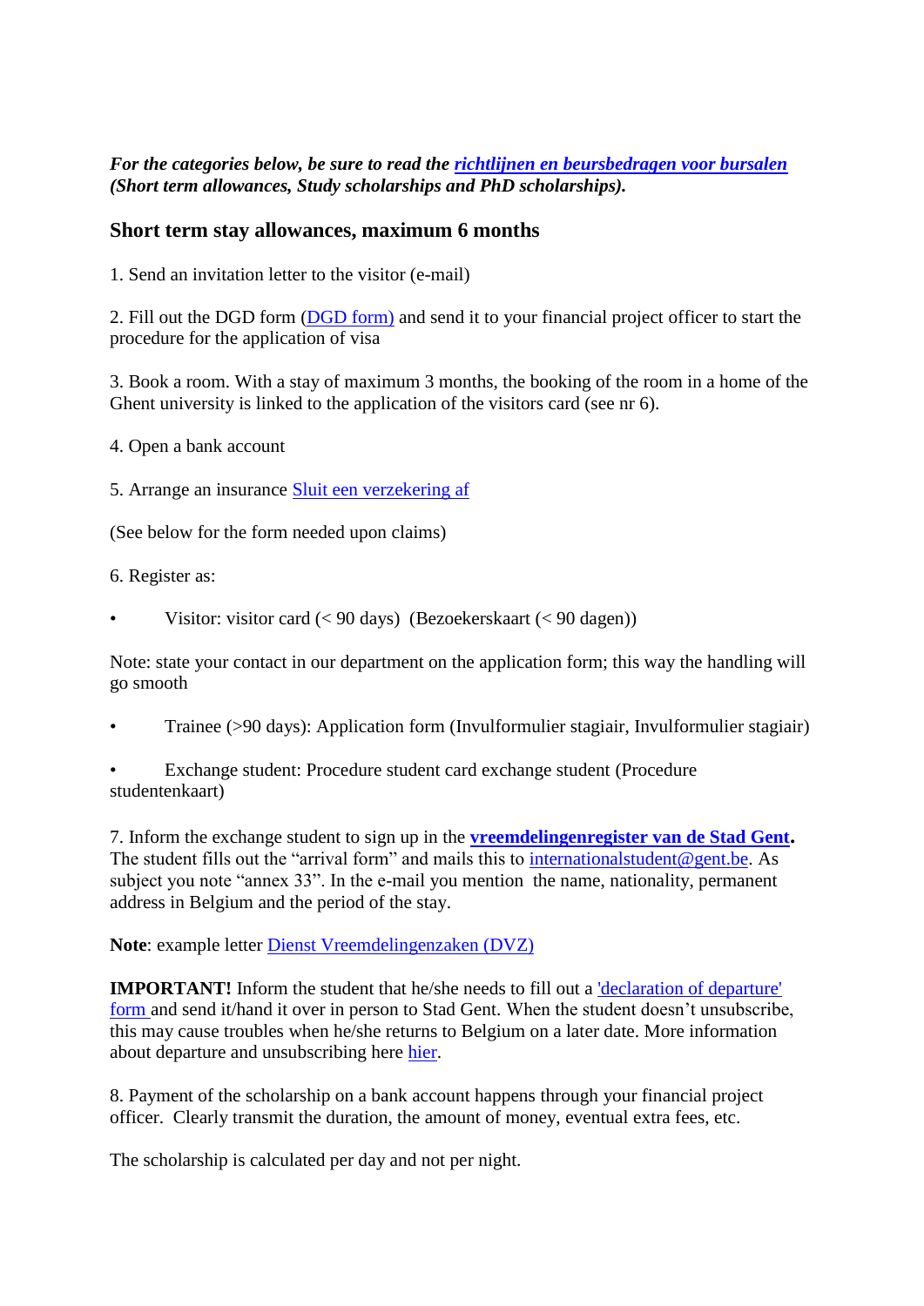***For the categories below, be sure to read the richtlijnen en beursbedragen voor bursalen (Short term allowances, Study scholarships and PhD scholarships).***

### Short term stay allowances, maximum 6 months

1. Send an invitation letter to the visitor (e-mail)

2. Fill out the DGD form (DGD form) and send it to your financial project officer to start the procedure for the application of visa

3. Book a room. With a stay of maximum 3 months, the booking of the room in a home of the Ghent university is linked to the application of the visitors card (see nr 6).

4. Open a bank account

5. Arrange an insurance Sluit een verzekering af

(See below for the form needed upon claims)

6. Register as:

- Visitor: visitor card (< 90 days) (Bezoekerskaart (< 90 dagen))

Note: state your contact in our department on the application form; this way the handling will go smooth

- Trainee (>90 days): Application form (Invulformulier stagiair, Invulformulier stagiair)

- Exchange student: Procedure student card exchange student (Procedure studentenkaart)

7. Inform the exchange student to sign up in the **vreemdelingenregister van de Stad Gent**. The student fills out the “arrival form” and mails this to internationalstudent@gent.be. As subject you note “annex 33”. In the e-mail you mention the name, nationality, permanent address in Belgium and the period of the stay.

**Note**: example letter Dienst Vreemdelingenzaken (DVZ)

**IMPORTANT!** Inform the student that he/she needs to fill out a 'declaration of departure' form and send it/hand it over in person to Stad Gent. When the student doesn’t unsubscribe, this may cause troubles when he/she returns to Belgium on a later date. More information about departure and unsubscribing here hier.

8. Payment of the scholarship on a bank account happens through your financial project officer. Clearly transmit the duration, the amount of money, eventual extra fees, etc.

The scholarship is calculated per day and not per night.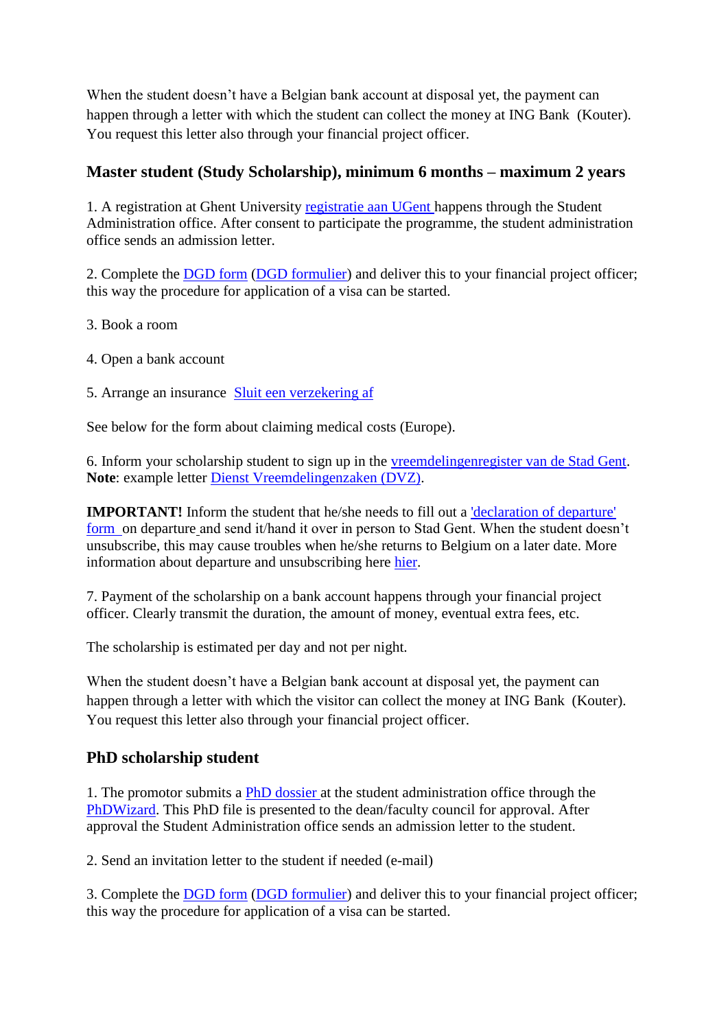When the student doesn't have a Belgian bank account at disposal yet, the payment can happen through a letter with which the student can collect the money at ING Bank (Kouter). You request this letter also through your financial project officer.

### Master student (Study Scholarship), minimum 6 months – maximum 2 years

1. A registration at Ghent University registratie aan UGent happens through the Student Administration office. After consent to participate the programme, the student administration office sends an admission letter.

2. Complete the DGD form (DGD formulier) and deliver this to your financial project officer; this way the procedure for application of a visa can be started.

3. Book a room

4. Open a bank account

5. Arrange an insurance Sluit een verzekering af

See below for the form about claiming medical costs (Europe).

6. Inform your scholarship student to sign up in the vreemdelingenregister van de Stad Gent. **Note**: example letter Dienst Vreemdelingenzaken (DVZ).

**IMPORTANT!** Inform the student that he/she needs to fill out a 'declaration of departure' form on departure and send it/hand it over in person to Stad Gent. When the student doesn't unsubscribe, this may cause troubles when he/she returns to Belgium on a later date. More information about departure and unsubscribing here hier.

7. Payment of the scholarship on a bank account happens through your financial project officer. Clearly transmit the duration, the amount of money, eventual extra fees, etc.

The scholarship is estimated per day and not per night.

When the student doesn't have a Belgian bank account at disposal yet, the payment can happen through a letter with which the visitor can collect the money at ING Bank (Kouter). You request this letter also through your financial project officer.

### PhD scholarship student

1. The promotor submits a PhD dossier at the student administration office through the PhDWizard. This PhD file is presented to the dean/faculty council for approval. After approval the Student Administration office sends an admission letter to the student.

2. Send an invitation letter to the student if needed (e-mail)

3. Complete the DGD form (DGD formulier) and deliver this to your financial project officer; this way the procedure for application of a visa can be started.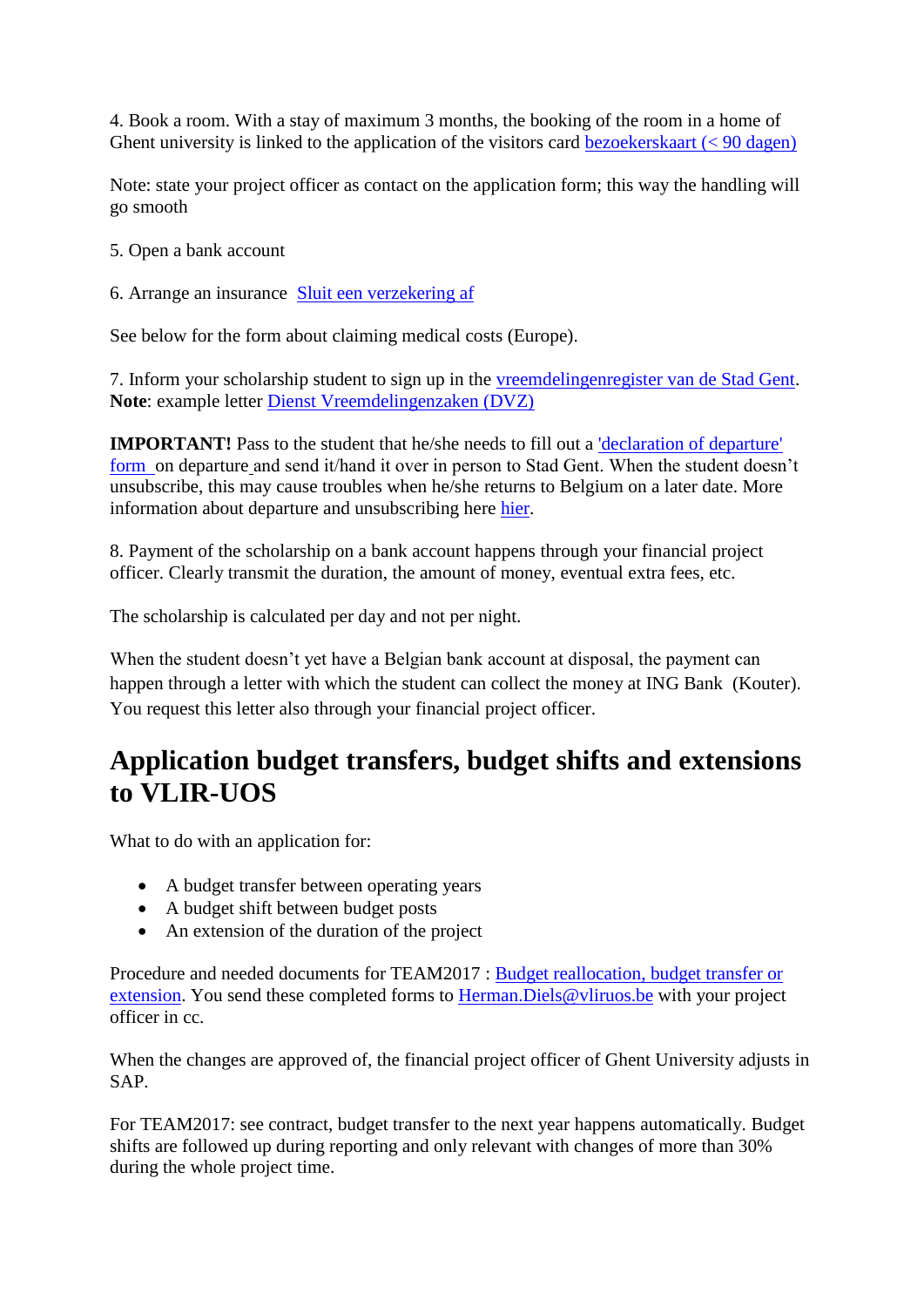4. Book a room. With a stay of maximum 3 months, the booking of the room in a home of Ghent university is linked to the application of the visitors card [bezoekerskaart (< 90 dagen)]

Note: state your project officer as contact on the application form; this way the handling will go smooth

5. Open a bank account

6. Arrange an insurance [Sluit een verzekering af]

See below for the form about claiming medical costs (Europe).

7. Inform your scholarship student to sign up in the [vreemdelingenregister van de Stad Gent]. **Note**: example letter [Dienst Vreemdelingenzaken (DVZ)]

**IMPORTANT!** Pass to the student that he/she needs to fill out a ['declaration of departure' form] on departure and send it/hand it over in person to Stad Gent. When the student doesn't unsubscribe, this may cause troubles when he/she returns to Belgium on a later date. More information about departure and unsubscribing here [hier].

8. Payment of the scholarship on a bank account happens through your financial project officer. Clearly transmit the duration, the amount of money, eventual extra fees, etc.

The scholarship is calculated per day and not per night.

When the student doesn't yet have a Belgian bank account at disposal, the payment can happen through a letter with which the student can collect the money at ING Bank (Kouter). You request this letter also through your financial project officer.

## Application budget transfers, budget shifts and extensions to VLIR-UOS

What to do with an application for:

- A budget transfer between operating years
- A budget shift between budget posts
- An extension of the duration of the project

Procedure and needed documents for TEAM2017 : [Budget reallocation, budget transfer or extension]. You send these completed forms to Herman.Diels@vliruos.be with your project officer in cc.

When the changes are approved of, the financial project officer of Ghent University adjusts in SAP.

For TEAM2017: see contract, budget transfer to the next year happens automatically. Budget shifts are followed up during reporting and only relevant with changes of more than 30% during the whole project time.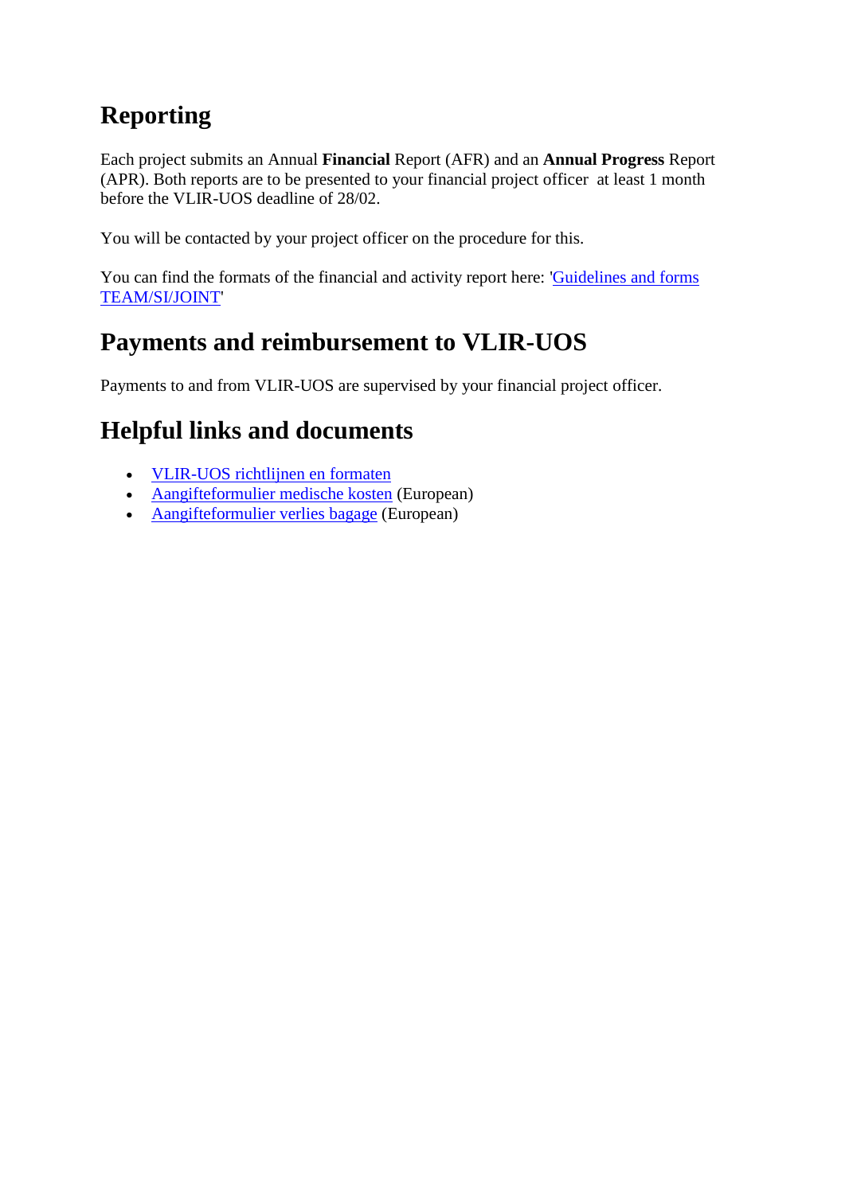## Reporting

Each project submits an Annual **Financial** Report (AFR) and an **Annual Progress** Report (APR). Both reports are to be presented to your financial project officer at least 1 month before the VLIR-UOS deadline of 28/02.

You will be contacted by your project officer on the procedure for this.

You can find the formats of the financial and activity report here: 'Guidelines and forms TEAM/SI/JOINT'

## Payments and reimbursement to VLIR-UOS

Payments to and from VLIR-UOS are supervised by your financial project officer.

## Helpful links and documents

- VLIR-UOS richtlijnen en formaten
- Aangifteformulier medische kosten (European)
- Aangifteformulier verlies bagage (European)